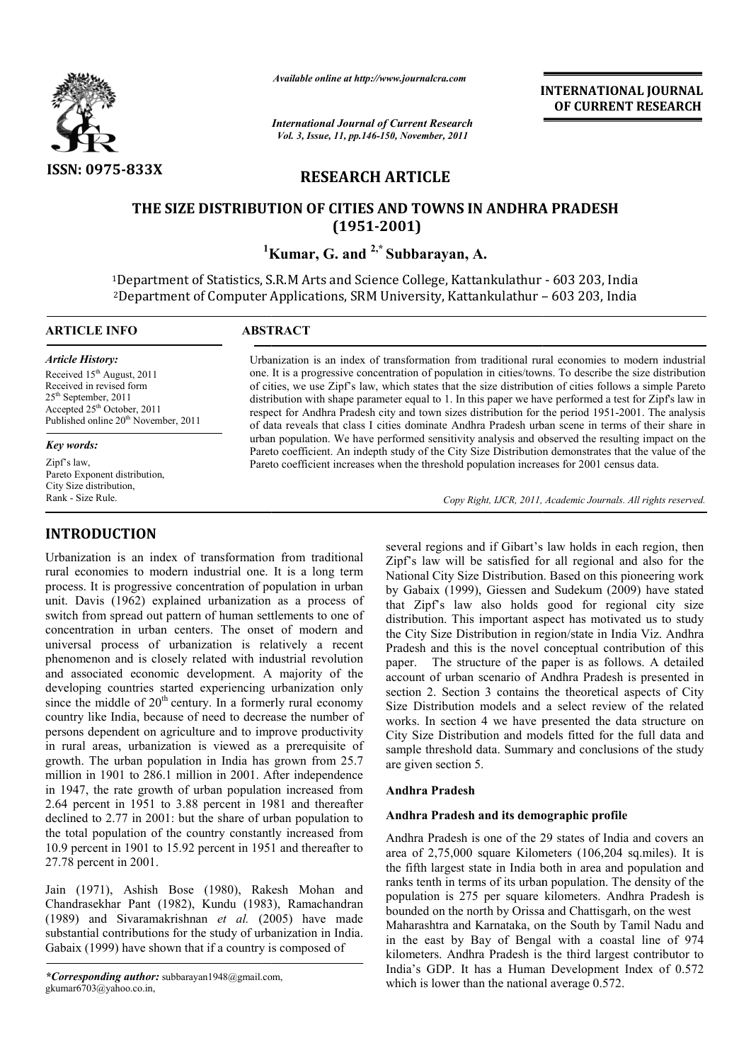ISSN: 0975-833X

*Available online at http://www.journalcra.com*

*International Journal of Current Research*
*Vol. 3, Issue, 11, pp.146-150, November, 2011*

**INTERNATIONAL JOURNAL OF CURRENT RESEARCH**

## RESEARCH ARTICLE

# THE SIZE DISTRIBUTION OF CITIES AND TOWNS IN ANDHRA PRADESH (1951-2001)

**[1]Kumar, G. and [2,*] Subbarayan, A.**

[1]Department of Statistics, S.R.M Arts and Science College, Kattankulathur - 603 203, India
[2]Department of Computer Applications, SRM University, Kattankulathur – 603 203, India

**ARTICLE INFO**

*Article History:*
Received 15th August, 2011
Received in revised form
25th September, 2011
Accepted 25th October, 2011
Published online 20th November, 2011

*Key words:*
Zipf's law,
Pareto Exponent distribution,
City Size distribution,
Rank - Size Rule.

**ABSTRACT**

Urbanization is an index of transformation from traditional rural economies to modern industrial one. It is a progressive concentration of population in cities/towns. To describe the size distribution of cities, we use Zipf's law, which states that the size distribution of cities follows a simple Pareto distribution with shape parameter equal to 1. In this paper we have performed a test for Zipf's law in respect for Andhra Pradesh city and town sizes distribution for the period 1951-2001. The analysis of data reveals that class I cities dominate Andhra Pradesh urban scene in terms of their share in urban population. We have performed sensitivity analysis and observed the resulting impact on the Pareto coefficient. An indepth study of the City Size Distribution demonstrates that the value of the Pareto coefficient increases when the threshold population increases for 2001 census data.

*Copy Right, IJCR, 2011, Academic Journals. All rights reserved.*

## INTRODUCTION

Urbanization is an index of transformation from traditional rural economies to modern industrial one. It is a long term process. It is progressive concentration of population in urban unit. Davis (1962) explained urbanization as a process of switch from spread out pattern of human settlements to one of concentration in urban centers. The onset of modern and universal process of urbanization is relatively a recent phenomenon and is closely related with industrial revolution and associated economic development. A majority of the developing countries started experiencing urbanization only since the middle of 20th century. In a formerly rural economy country like India, because of need to decrease the number of persons dependent on agriculture and to improve productivity in rural areas, urbanization is viewed as a prerequisite of growth. The urban population in India has grown from 25.7 million in 1901 to 286.1 million in 2001. After independence in 1947, the rate growth of urban population increased from 2.64 percent in 1951 to 3.88 percent in 1981 and thereafter declined to 2.77 in 2001: but the share of urban population to the total population of the country constantly increased from 10.9 percent in 1901 to 15.92 percent in 1951 and thereafter to 27.78 percent in 2001.

Jain (1971), Ashish Bose (1980), Rakesh Mohan and Chandrasekhar Pant (1982), Kundu (1983), Ramachandran (1989) and Sivaramakrishnan *et al.* (2005) have made substantial contributions for the study of urbanization in India. Gabaix (1999) have shown that if a country is composed of several regions and if Gibart's law holds in each region, then Zipf's law will be satisfied for all regional and also for the National City Size Distribution. Based on this pioneering work by Gabaix (1999), Giessen and Sudekum (2009) have stated that Zipf's law also holds good for regional city size distribution. This important aspect has motivated us to study the City Size Distribution in region/state in India Viz. Andhra Pradesh and this is the novel conceptual contribution of this paper. The structure of the paper is as follows. A detailed account of urban scenario of Andhra Pradesh is presented in section 2. Section 3 contains the theoretical aspects of City Size Distribution models and a select review of the related works. In section 4 we have presented the data structure on City Size Distribution and models fitted for the full data and sample threshold data. Summary and conclusions of the study are given section 5.

### Andhra Pradesh

### Andhra Pradesh and its demographic profile

Andhra Pradesh is one of the 29 states of India and covers an area of 2,75,000 square Kilometers (106,204 sq.miles). It is the fifth largest state in India both in area and population and ranks tenth in terms of its urban population. The density of the population is 275 per square kilometers. Andhra Pradesh is bounded on the north by Orissa and Chattisgarh, on the west Maharashtra and Karnataka, on the South by Tamil Nadu and in the east by Bay of Bengal with a coastal line of 974 kilometers. Andhra Pradesh is the third largest contributor to India's GDP. It has a Human Development Index of 0.572 which is lower than the national average 0.572.

*\*Corresponding author:* subbarayan1948@gmail.com, gkumar6703@yahoo.co.in,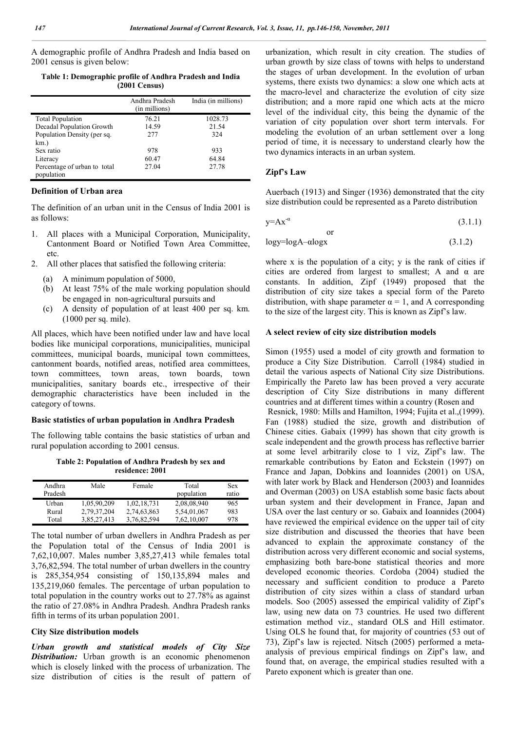A demographic profile of Andhra Pradesh and India based on 2001 census is given below:

**Table 1: Demographic profile of Andhra Pradesh and India (2001 Census)**

| | Andhra Pradesh (in millions) | India (in millions) |
|---|---|---|
| Total Population | 76.21 | 1028.73 |
| Decadal Population Growth | 14.59 | 21.54 |
| Population Density (per sq. km.) | 277 | 324 |
| Sex ratio | 978 | 933 |
| Literacy | 60.47 | 64.84 |
| Percentage of urban to total population | 27.04 | 27.78 |

### Definition of Urban area

The definition of an urban unit in the Census of India 2001 is as follows:

1. All places with a Municipal Corporation, Municipality, Cantonment Board or Notified Town Area Committee, etc.
2. All other places that satisfied the following criteria:
   (a) A minimum population of 5000,
   (b) At least 75% of the male working population should be engaged in non-agricultural pursuits and
   (c) A density of population of at least 400 per sq. km. (1000 per sq. mile).

All places, which have been notified under law and have local bodies like municipal corporations, municipalities, municipal committees, municipal boards, municipal town committees, cantonment boards, notified areas, notified area committees, town committees, town areas, town boards, town municipalities, sanitary boards etc., irrespective of their demographic characteristics have been included in the category of towns.

### Basic statistics of urban population in Andhra Pradesh

The following table contains the basic statistics of urban and rural population according to 2001 census.

**Table 2: Population of Andhra Pradesh by sex and residence: 2001**

| Andhra Pradesh | Male | Female | Total population | Sex ratio |
|---|---|---|---|---|
| Urban | 1,05,90,209 | 1,02,18,731 | 2,08,08,940 | 965 |
| Rural | 2,79,37,204 | 2,74,63,863 | 5,54,01,067 | 983 |
| Total | 3,85,27,413 | 3,76,82,594 | 7,62,10,007 | 978 |

The total number of urban dwellers in Andhra Pradesh as per the Population total of the Census of India 2001 is 7,62,10,007. Males number 3,85,27,413 while females total 3,76,82,594. The total number of urban dwellers in the country is 285,354,954 consisting of 150,135,894 males and 135,219,060 females. The percentage of urban population to total population in the country works out to 27.78% as against the ratio of 27.08% in Andhra Pradesh. Andhra Pradesh ranks fifth in terms of its urban population 2001.

### City Size distribution models

***Urban growth and statistical models of City Size Distribution:*** Urban growth is an economic phenomenon which is closely linked with the process of urbanization. The size distribution of cities is the result of pattern of urbanization, which result in city creation. The studies of urban growth by size class of towns with helps to understand the stages of urban development. In the evolution of urban systems, there exists two dynamics: a slow one which acts at the macro-level and characterize the evolution of city size distribution; and a more rapid one which acts at the micro level of the individual city, this being the dynamic of the variation of city population over short term intervals. For modeling the evolution of an urban settlement over a long period of time, it is necessary to understand clearly how the two dynamics interacts in an urban system.

### Zipf's Law

Auerbach (1913) and Singer (1936) demonstrated that the city size distribution could be represented as a Pareto distribution

$$y = Ax^{-\alpha} \tag{3.1.1}$$

or

$$\log y = \log A - \alpha \log x \tag{3.1.2}$$

where x is the population of a city; y is the rank of cities if cities are ordered from largest to smallest; A and $\alpha$ are constants. In addition, Zipf (1949) proposed that the distribution of city size takes a special form of the Pareto distribution, with shape parameter $\alpha = 1$, and A corresponding to the size of the largest city. This is known as Zipf's law.

### A select review of city size distribution models

Simon (1955) used a model of city growth and formation to produce a City Size Distribution. Carroll (1984) studied in detail the various aspects of National City size Distributions. Empirically the Pareto law has been proved a very accurate description of City Size distributions in many different countries and at different times within a country (Rosen and Resnick, 1980: Mills and Hamilton, 1994; Fujita et al.,(1999). Fan (1988) studied the size, growth and distribution of Chinese cities. Gabaix (1999) has shown that city growth is scale independent and the growth process has reflective barrier at some level arbitrarily close to 1 viz, Zipf's law. The remarkable contributions by Eaton and Eckstein (1997) on France and Japan, Dobkins and Ioannides (2001) on USA, with later work by Black and Henderson (2003) and Ioannides and Overman (2003) on USA establish some basic facts about urban system and their development in France, Japan and USA over the last century or so. Gabaix and Ioannides (2004) have reviewed the empirical evidence on the upper tail of city size distribution and discussed the theories that have been advanced to explain the approximate constancy of the distribution across very different economic and social systems, emphasizing both bare-bone statistical theories and more developed economic theories. Cordoba (2004) studied the necessary and sufficient condition to produce a Pareto distribution of city sizes within a class of standard urban models. Soo (2005) assessed the empirical validity of Zipf's law, using new data on 73 countries. He used two different estimation method viz., standard OLS and Hill estimator. Using OLS he found that, for majority of countries (53 out of 73), Zipf's law is rejected. Nitsch (2005) performed a meta-analysis of previous empirical findings on Zipf's law, and found that, on average, the empirical studies resulted with a Pareto exponent which is greater than one.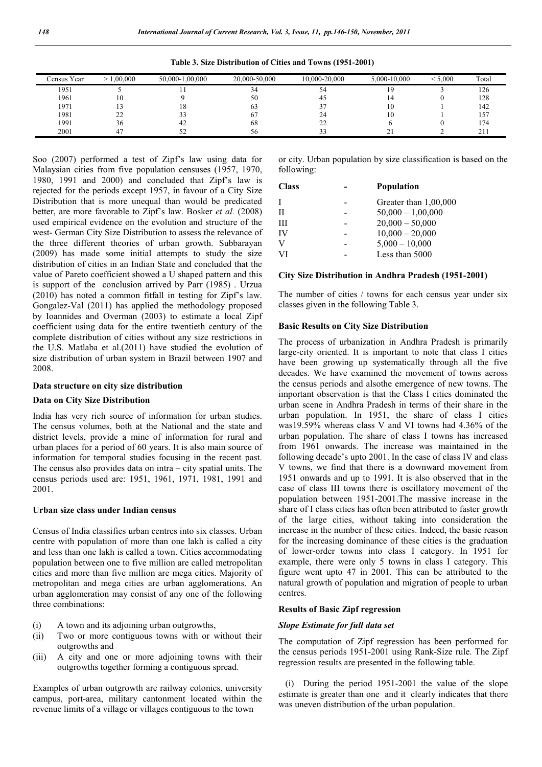**Table 3. Size Distribution of Cities and Towns (1951-2001)**

| Census Year | > 1,00,000 | 50,000-1,00,000 | 20,000-50,000 | 10,000-20,000 | 5,000-10,000 | < 5,000 | Total |
|---|---|---|---|---|---|---|---|
| 1951 | 5 | 11 | 34 | 54 | 19 | 3 | 126 |
| 1961 | 10 | 9 | 50 | 45 | 14 | 0 | 128 |
| 1971 | 13 | 18 | 63 | 37 | 10 | 1 | 142 |
| 1981 | 22 | 33 | 67 | 24 | 10 | 1 | 157 |
| 1991 | 36 | 42 | 68 | 22 | 6 | 0 | 174 |
| 2001 | 47 | 52 | 56 | 33 | 21 | 2 | 211 |

Soo (2007) performed a test of Zipf's law using data for Malaysian cities from five population censuses (1957, 1970, 1980, 1991 and 2000) and concluded that Zipf's law is rejected for the periods except 1957, in favour of a City Size Distribution that is more unequal than would be predicated better, are more favorable to Zipf's law. Bosker *et al.* (2008) used empirical evidence on the evolution and structure of the west- German City Size Distribution to assess the relevance of the three different theories of urban growth. Subbarayan (2009) has made some initial attempts to study the size distribution of cities in an Indian State and concluded that the value of Pareto coefficient showed a U shaped pattern and this is support of the conclusion arrived by Parr (1985) . Urzua (2010) has noted a common fitfall in testing for Zipf's law. Gongalez-Val (2011) has applied the methodology proposed by Ioannides and Overman (2003) to estimate a local Zipf coefficient using data for the entire twentieth century of the complete distribution of cities without any size restrictions in the U.S. Matlaba et al.(2011) have studied the evolution of size distribution of urban system in Brazil between 1907 and 2008.

### Data structure on city size distribution

### Data on City Size Distribution

India has very rich source of information for urban studies. The census volumes, both at the National and the state and district levels, provide a mine of information for rural and urban places for a period of 60 years. It is also main source of information for temporal studies focusing in the recent past. The census also provides data on intra – city spatial units. The census periods used are: 1951, 1961, 1971, 1981, 1991 and 2001.

### Urban size class under Indian census

Census of India classifies urban centres into six classes. Urban centre with population of more than one lakh is called a city and less than one lakh is called a town. Cities accommodating population between one to five million are called metropolitan cities and more than five million are mega cities. Majority of metropolitan and mega cities are urban agglomerations. An urban agglomeration may consist of any one of the following three combinations:

(i) A town and its adjoining urban outgrowths,
(ii) Two or more contiguous towns with or without their outgrowths and
(iii) A city and one or more adjoining towns with their outgrowths together forming a contiguous spread.

Examples of urban outgrowth are railway colonies, university campus, port-area, military cantonment located within the revenue limits of a village or villages contiguous to the town or city. Urban population by size classification is based on the following:

| Class | - | Population |
|---|---|---|
| I | - | Greater than 1,00,000 |
| II | - | 50,000 – 1,00,000 |
| III | - | 20,000 – 50,000 |
| IV | - | 10,000 – 20,000 |
| V | - | 5,000 – 10,000 |
| VI | - | Less than 5000 |

### City Size Distribution in Andhra Pradesh (1951-2001)

The number of cities / towns for each census year under six classes given in the following Table 3.

### Basic Results on City Size Distribution

The process of urbanization in Andhra Pradesh is primarily large-city oriented. It is important to note that class I cities have been growing up systematically through all the five decades. We have examined the movement of towns across the census periods and alsothe emergence of new towns. The important observation is that the Class I cities dominated the urban scene in Andhra Pradesh in terms of their share in the urban population. In 1951, the share of class I cities was19.59% whereas class V and VI towns had 4.36% of the urban population. The share of class I towns has increased from 1961 onwards. The increase was maintained in the following decade's upto 2001. In the case of class IV and class V towns, we find that there is a downward movement from 1951 onwards and up to 1991. It is also observed that in the case of class III towns there is oscillatory movement of the population between 1951-2001.The massive increase in the share of I class cities has often been attributed to faster growth of the large cities, without taking into consideration the increase in the number of these cities. Indeed, the basic reason for the increasing dominance of these cities is the graduation of lower-order towns into class I category. In 1951 for example, there were only 5 towns in class I category. This figure went upto 47 in 2001. This can be attributed to the natural growth of population and migration of people to urban centres.

### Results of Basic Zipf regression

#### *Slope Estimate for full data set*

The computation of Zipf regression has been performed for the census periods 1951-2001 using Rank-Size rule. The Zipf regression results are presented in the following table.

(i) During the period 1951-2001 the value of the slope estimate is greater than one and it clearly indicates that there was uneven distribution of the urban population.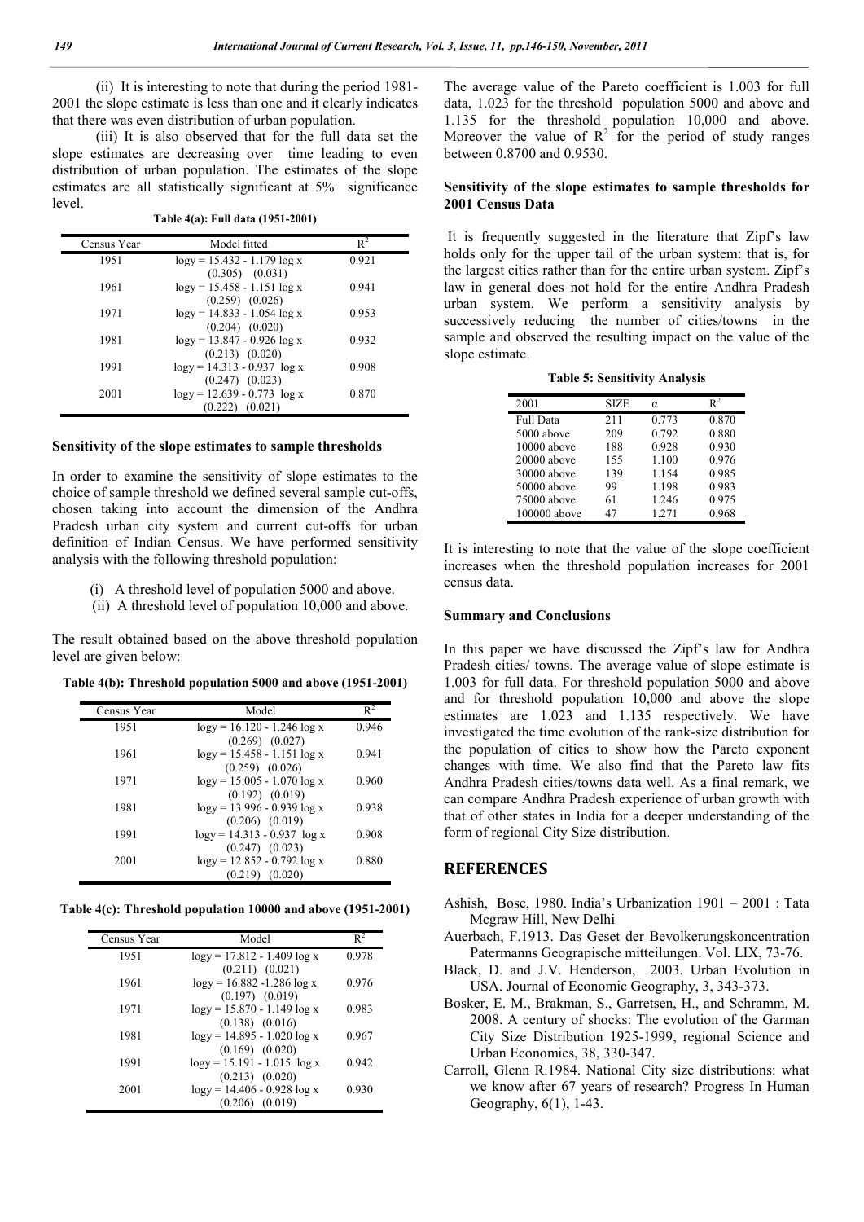(ii) It is interesting to note that during the period 1981-2001 the slope estimate is less than one and it clearly indicates that there was even distribution of urban population.

(iii) It is also observed that for the full data set the slope estimates are decreasing over time leading to even distribution of urban population. The estimates of the slope estimates are all statistically significant at 5% significance level.

**Table 4(a): Full data (1951-2001)**

| Census Year | Model fitted | $R^2$ |
|---|---|---|
| 1951 | logy = 15.432 - 1.179 log x<br>(0.305) (0.031) | 0.921 |
| 1961 | logy = 15.458 - 1.151 log x<br>(0.259) (0.026) | 0.941 |
| 1971 | logy = 14.833 - 1.054 log x<br>(0.204) (0.020) | 0.953 |
| 1981 | logy = 13.847 - 0.926 log x<br>(0.213) (0.020) | 0.932 |
| 1991 | logy = 14.313 - 0.937 log x<br>(0.247) (0.023) | 0.908 |
| 2001 | logy = 12.639 - 0.773 log x<br>(0.222) (0.021) | 0.870 |

**Sensitivity of the slope estimates to sample thresholds**

In order to examine the sensitivity of slope estimates to the choice of sample threshold we defined several sample cut-offs, chosen taking into account the dimension of the Andhra Pradesh urban city system and current cut-offs for urban definition of Indian Census. We have performed sensitivity analysis with the following threshold population:

(i) A threshold level of population 5000 and above.
(ii) A threshold level of population 10,000 and above.

The result obtained based on the above threshold population level are given below:

**Table 4(b): Threshold population 5000 and above (1951-2001)**

| Census Year | Model | $R^2$ |
|---|---|---|
| 1951 | logy = 16.120 - 1.246 log x<br>(0.269) (0.027) | 0.946 |
| 1961 | logy = 15.458 - 1.151 log x<br>(0.259) (0.026) | 0.941 |
| 1971 | logy = 15.005 - 1.070 log x<br>(0.192) (0.019) | 0.960 |
| 1981 | logy = 13.996 - 0.939 log x<br>(0.206) (0.019) | 0.938 |
| 1991 | logy = 14.313 - 0.937 log x<br>(0.247) (0.023) | 0.908 |
| 2001 | logy = 12.852 - 0.792 log x<br>(0.219) (0.020) | 0.880 |

**Table 4(c): Threshold population 10000 and above (1951-2001)**

| Census Year | Model | $R^2$ |
|---|---|---|
| 1951 | logy = 17.812 - 1.409 log x<br>(0.211) (0.021) | 0.978 |
| 1961 | logy = 16.882 -1.286 log x<br>(0.197) (0.019) | 0.976 |
| 1971 | logy = 15.870 - 1.149 log x<br>(0.138) (0.016) | 0.983 |
| 1981 | logy = 14.895 - 1.020 log x<br>(0.169) (0.020) | 0.967 |
| 1991 | logy = 15.191 - 1.015 log x<br>(0.213) (0.020) | 0.942 |
| 2001 | logy = 14.406 - 0.928 log x<br>(0.206) (0.019) | 0.930 |

The average value of the Pareto coefficient is 1.003 for full data, 1.023 for the threshold population 5000 and above and 1.135 for the threshold population 10,000 and above. Moreover the value of $R^2$ for the period of study ranges between 0.8700 and 0.9530.

**Sensitivity of the slope estimates to sample thresholds for 2001 Census Data**

It is frequently suggested in the literature that Zipf's law holds only for the upper tail of the urban system: that is, for the largest cities rather than for the entire urban system. Zipf's law in general does not hold for the entire Andhra Pradesh urban system. We perform a sensitivity analysis by successively reducing the number of cities/towns in the sample and observed the resulting impact on the value of the slope estimate.

**Table 5: Sensitivity Analysis**

| 2001 | SIZE | $\alpha$ | $R^2$ |
|---|---|---|---|
| Full Data | 211 | 0.773 | 0.870 |
| 5000 above | 209 | 0.792 | 0.880 |
| 10000 above | 188 | 0.928 | 0.930 |
| 20000 above | 155 | 1.100 | 0.976 |
| 30000 above | 139 | 1.154 | 0.985 |
| 50000 above | 99 | 1.198 | 0.983 |
| 75000 above | 61 | 1.246 | 0.975 |
| 100000 above | 47 | 1.271 | 0.968 |

It is interesting to note that the value of the slope coefficient increases when the threshold population increases for 2001 census data.

**Summary and Conclusions**

In this paper we have discussed the Zipf's law for Andhra Pradesh cities/ towns. The average value of slope estimate is 1.003 for full data. For threshold population 5000 and above and for threshold population 10,000 and above the slope estimates are 1.023 and 1.135 respectively. We have investigated the time evolution of the rank-size distribution for the population of cities to show how the Pareto exponent changes with time. We also find that the Pareto law fits Andhra Pradesh cities/towns data well. As a final remark, we can compare Andhra Pradesh experience of urban growth with that of other states in India for a deeper understanding of the form of regional City Size distribution.

## REFERENCES

Ashish, Bose, 1980. India's Urbanization 1901 – 2001 : Tata Mcgraw Hill, New Delhi

Auerbach, F.1913. Das Geset der Bevolkerungskoncentration Patermanns Geograpische mitteilungen. Vol. LIX, 73-76.

Black, D. and J.V. Henderson, 2003. Urban Evolution in USA. Journal of Economic Geography, 3, 343-373.

Bosker, E. M., Brakman, S., Garretsen, H., and Schramm, M. 2008. A century of shocks: The evolution of the Garman City Size Distribution 1925-1999, regional Science and Urban Economies, 38, 330-347.

Carroll, Glenn R.1984. National City size distributions: what we know after 67 years of research? Progress In Human Geography, 6(1), 1-43.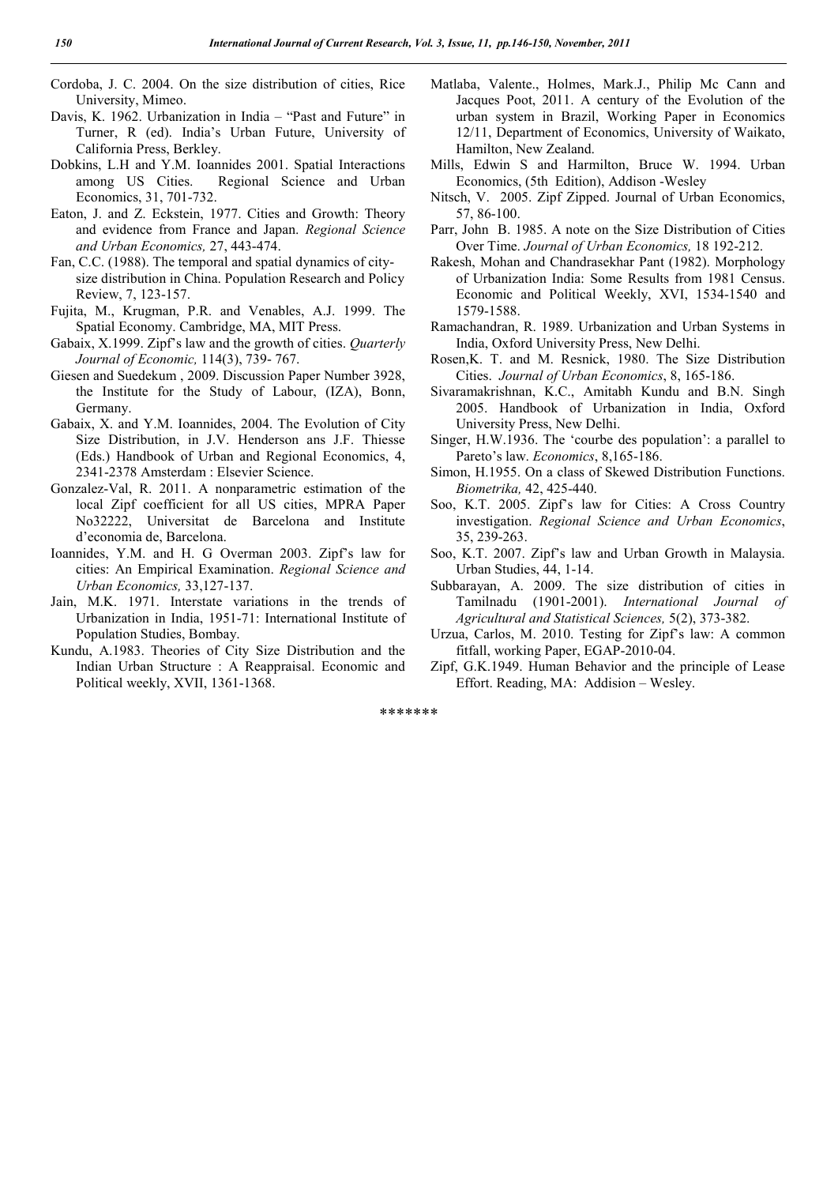Cordoba, J. C. 2004. On the size distribution of cities, Rice University, Mimeo.

Davis, K. 1962. Urbanization in India – "Past and Future" in Turner, R (ed). India's Urban Future, University of California Press, Berkley.

Dobkins, L.H and Y.M. Ioannides 2001. Spatial Interactions among US Cities. Regional Science and Urban Economics, 31, 701-732.

Eaton, J. and Z. Eckstein, 1977. Cities and Growth: Theory and evidence from France and Japan. *Regional Science and Urban Economics,* 27, 443-474.

Fan, C.C. (1988). The temporal and spatial dynamics of city-size distribution in China. Population Research and Policy Review, 7, 123-157.

Fujita, M., Krugman, P.R. and Venables, A.J. 1999. The Spatial Economy. Cambridge, MA, MIT Press.

Gabaix, X.1999. Zipf's law and the growth of cities. *Quarterly Journal of Economic,* 114(3), 739- 767.

Giesen and Suedekum , 2009. Discussion Paper Number 3928, the Institute for the Study of Labour, (IZA), Bonn, Germany.

Gabaix, X. and Y.M. Ioannides, 2004. The Evolution of City Size Distribution, in J.V. Henderson ans J.F. Thiesse (Eds.) Handbook of Urban and Regional Economics, 4, 2341-2378 Amsterdam : Elsevier Science.

Gonzalez-Val, R. 2011. A nonparametric estimation of the local Zipf coefficient for all US cities, MPRA Paper No32222, Universitat de Barcelona and Institute d'economia de, Barcelona.

Ioannides, Y.M. and H. G Overman 2003. Zipf's law for cities: An Empirical Examination. *Regional Science and Urban Economics,* 33,127-137.

Jain, M.K. 1971. Interstate variations in the trends of Urbanization in India, 1951-71: International Institute of Population Studies, Bombay.

Kundu, A.1983. Theories of City Size Distribution and the Indian Urban Structure : A Reappraisal. Economic and Political weekly, XVII, 1361-1368.

Matlaba, Valente., Holmes, Mark.J., Philip Mc Cann and Jacques Poot, 2011. A century of the Evolution of the urban system in Brazil, Working Paper in Economics 12/11, Department of Economics, University of Waikato, Hamilton, New Zealand.

Mills, Edwin S and Harmilton, Bruce W. 1994. Urban Economics, (5th Edition), Addison -Wesley

Nitsch, V. 2005. Zipf Zipped. Journal of Urban Economics, 57, 86-100.

Parr, John B. 1985. A note on the Size Distribution of Cities Over Time. *Journal of Urban Economics,* 18 192-212.

Rakesh, Mohan and Chandrasekhar Pant (1982). Morphology of Urbanization India: Some Results from 1981 Census. Economic and Political Weekly, XVI, 1534-1540 and 1579-1588.

Ramachandran, R. 1989. Urbanization and Urban Systems in India, Oxford University Press, New Delhi.

Rosen,K. T. and M. Resnick, 1980. The Size Distribution Cities. *Journal of Urban Economics*, 8, 165-186.

Sivaramakrishnan, K.C., Amitabh Kundu and B.N. Singh 2005. Handbook of Urbanization in India, Oxford University Press, New Delhi.

Singer, H.W.1936. The 'courbe des population': a parallel to Pareto's law. *Economics*, 8,165-186.

Simon, H.1955. On a class of Skewed Distribution Functions. *Biometrika,* 42, 425-440.

Soo, K.T. 2005. Zipf's law for Cities: A Cross Country investigation. *Regional Science and Urban Economics*, 35, 239-263.

Soo, K.T. 2007. Zipf's law and Urban Growth in Malaysia. Urban Studies, 44, 1-14.

Subbarayan, A. 2009. The size distribution of cities in Tamilnadu (1901-2001). *International Journal of Agricultural and Statistical Sciences,* 5(2), 373-382.

Urzua, Carlos, M. 2010. Testing for Zipf's law: A common fitfall, working Paper, EGAP-2010-04.

Zipf, G.K.1949. Human Behavior and the principle of Lease Effort. Reading, MA: Addision – Wesley.

*******